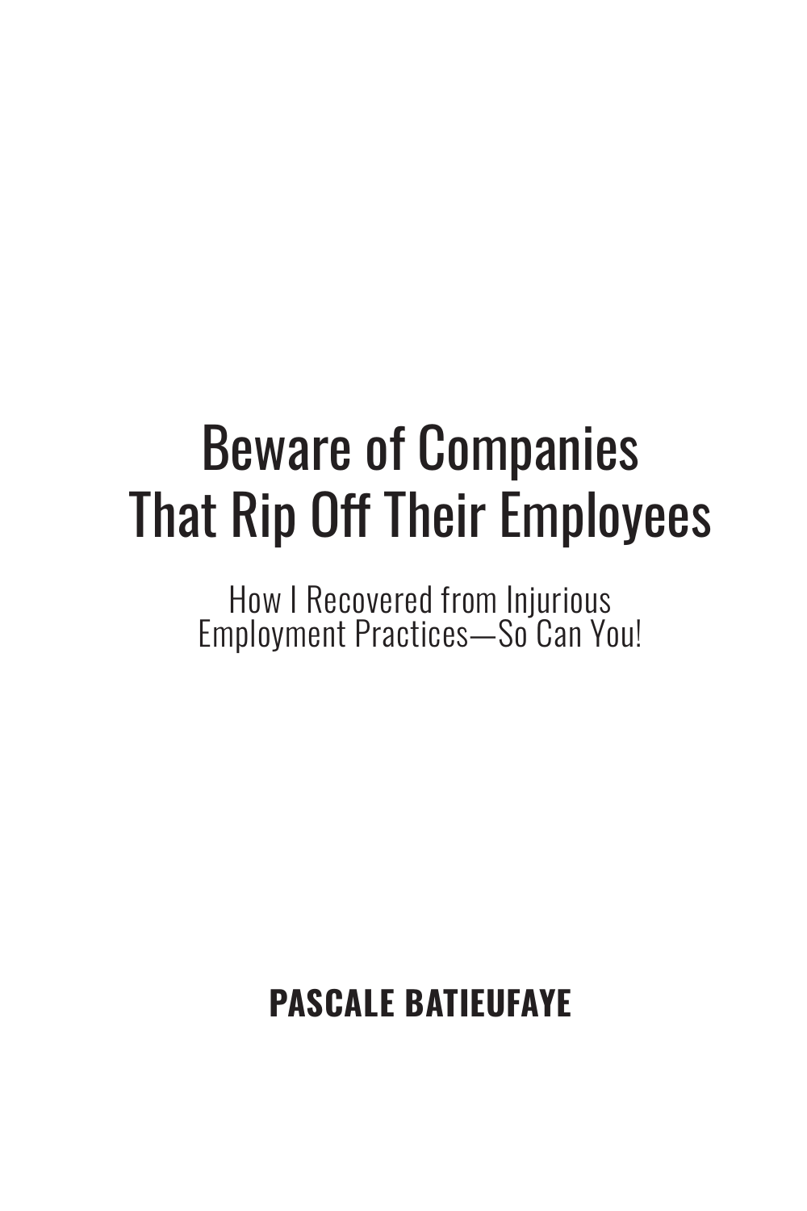# Beware of Companies That Rip Off Their Employees

How I Recovered from Injurious Employment Practices—So Can You!

**PASCALE BATIEUFAYE**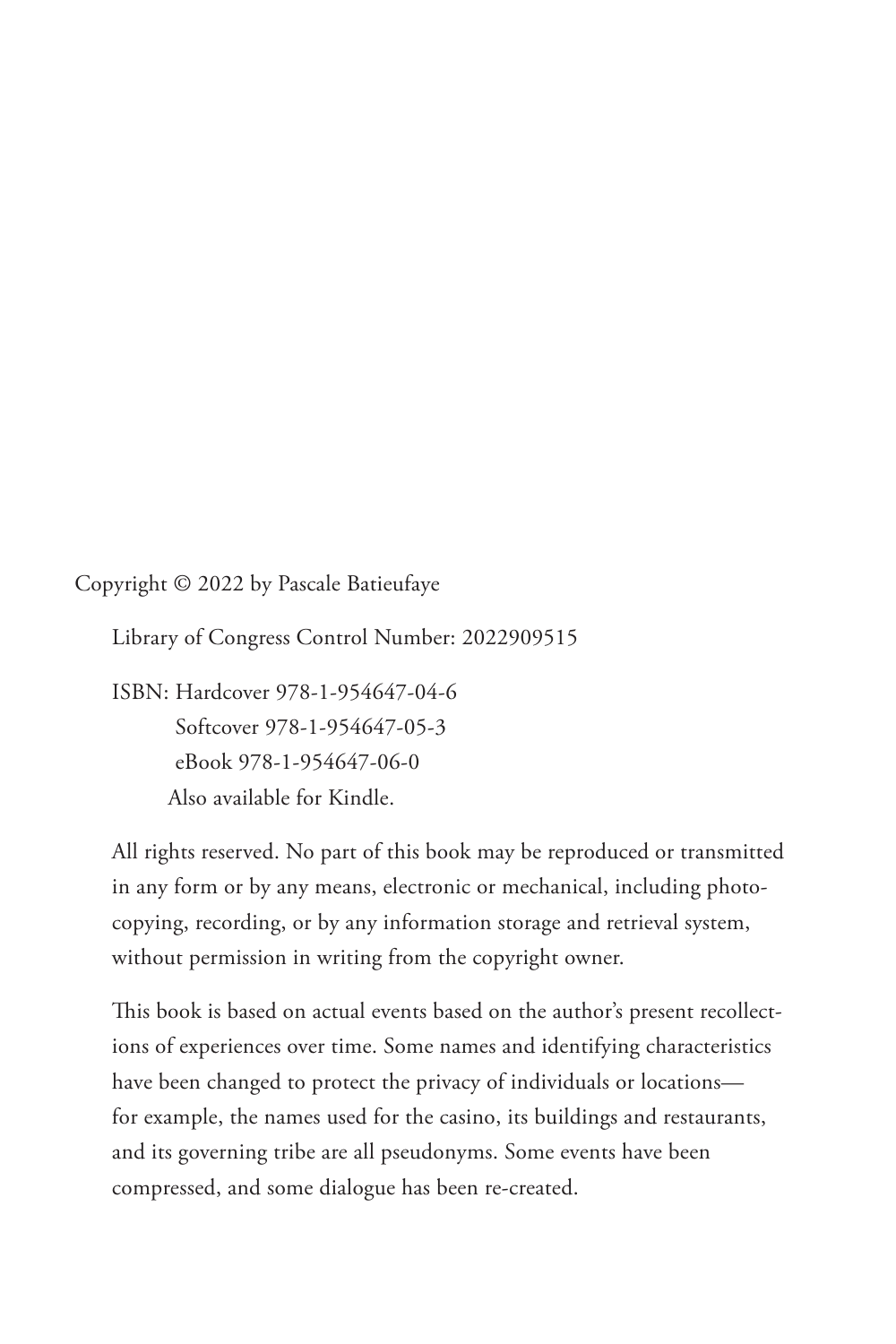Copyright © 2022 by Pascale Batieufaye

Library of Congress Control Number: 2022909515

ISBN: Hardcover 978-1-954647-04-6
Softcover 978-1-954647-05-3
eBook 978-1-954647-06-0
Also available for Kindle.

All rights reserved. No part of this book may be reproduced or transmitted in any form or by any means, electronic or mechanical, including photocopying, recording, or by any information storage and retrieval system, without permission in writing from the copyright owner.

This book is based on actual events based on the author's present recollections of experiences over time. Some names and identifying characteristics have been changed to protect the privacy of individuals or locations—for example, the names used for the casino, its buildings and restaurants, and its governing tribe are all pseudonyms. Some events have been compressed, and some dialogue has been re-created.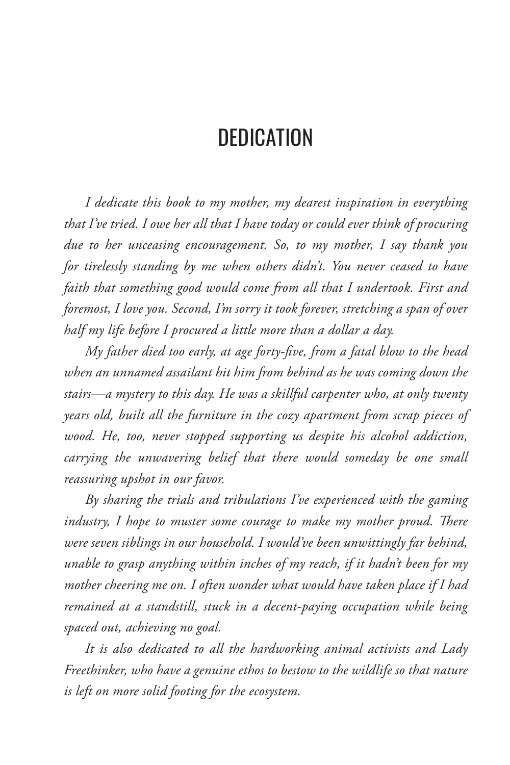# DEDICATION

*I dedicate this book to my mother, my dearest inspiration in everything that I've tried. I owe her all that I have today or could ever think of procuring due to her unceasing encouragement. So, to my mother, I say thank you for tirelessly standing by me when others didn't. You never ceased to have faith that something good would come from all that I undertook. First and foremost, I love you. Second, I'm sorry it took forever, stretching a span of over half my life before I procured a little more than a dollar a day.*

*My father died too early, at age forty-five, from a fatal blow to the head when an unnamed assailant hit him from behind as he was coming down the stairs—a mystery to this day. He was a skillful carpenter who, at only twenty years old, built all the furniture in the cozy apartment from scrap pieces of wood. He, too, never stopped supporting us despite his alcohol addiction, carrying the unwavering belief that there would someday be one small reassuring upshot in our favor.*

*By sharing the trials and tribulations I've experienced with the gaming industry, I hope to muster some courage to make my mother proud. There were seven siblings in our household. I would've been unwittingly far behind, unable to grasp anything within inches of my reach, if it hadn't been for my mother cheering me on. I often wonder what would have taken place if I had remained at a standstill, stuck in a decent-paying occupation while being spaced out, achieving no goal.*

*It is also dedicated to all the hardworking animal activists and Lady Freethinker, who have a genuine ethos to bestow to the wildlife so that nature is left on more solid footing for the ecosystem.*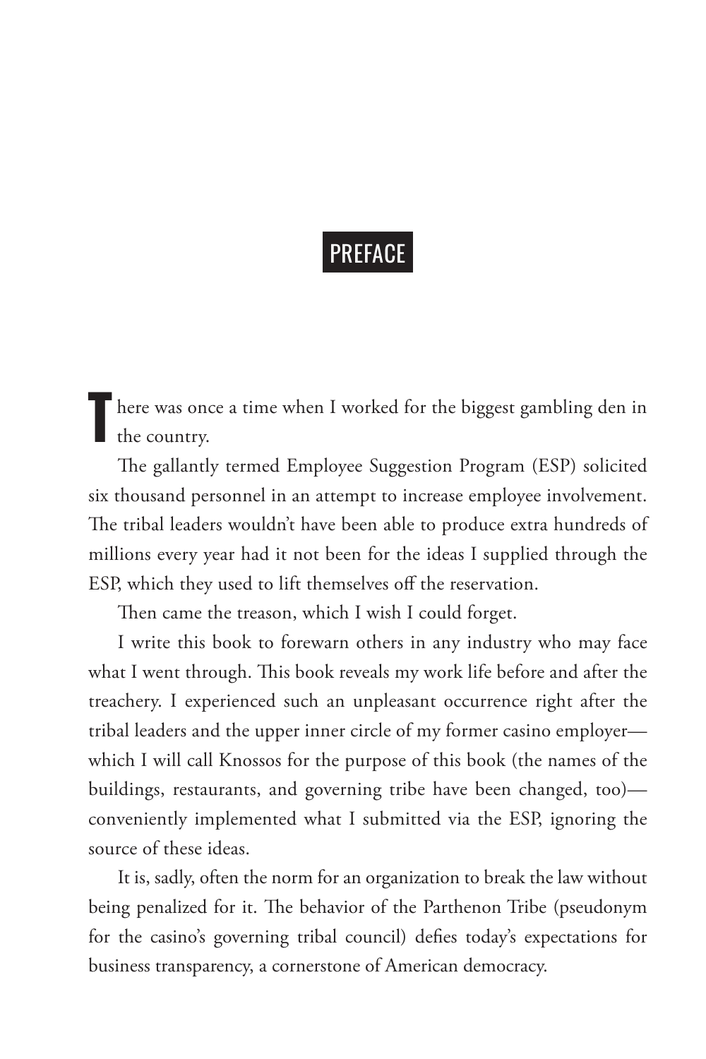# PREFACE

There was once a time when I worked for the biggest gambling den in the country.

The gallantly termed Employee Suggestion Program (ESP) solicited six thousand personnel in an attempt to increase employee involvement. The tribal leaders wouldn't have been able to produce extra hundreds of millions every year had it not been for the ideas I supplied through the ESP, which they used to lift themselves off the reservation.

Then came the treason, which I wish I could forget.

I write this book to forewarn others in any industry who may face what I went through. This book reveals my work life before and after the treachery. I experienced such an unpleasant occurrence right after the tribal leaders and the upper inner circle of my former casino employer—which I will call Knossos for the purpose of this book (the names of the buildings, restaurants, and governing tribe have been changed, too)—conveniently implemented what I submitted via the ESP, ignoring the source of these ideas.

It is, sadly, often the norm for an organization to break the law without being penalized for it. The behavior of the Parthenon Tribe (pseudonym for the casino's governing tribal council) defies today's expectations for business transparency, a cornerstone of American democracy.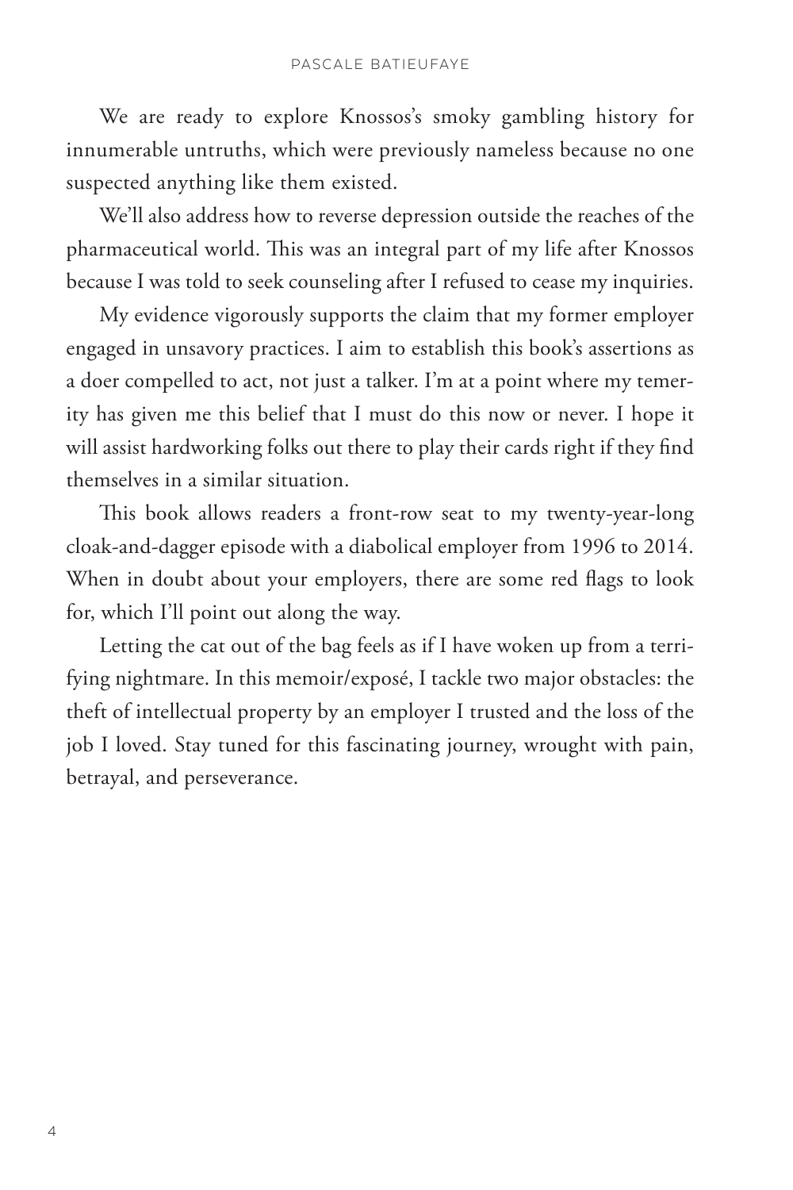We are ready to explore Knossos's smoky gambling history for innumerable untruths, which were previously nameless because no one suspected anything like them existed.

We'll also address how to reverse depression outside the reaches of the pharmaceutical world. This was an integral part of my life after Knossos because I was told to seek counseling after I refused to cease my inquiries.

My evidence vigorously supports the claim that my former employer engaged in unsavory practices. I aim to establish this book's assertions as a doer compelled to act, not just a talker. I'm at a point where my temerity has given me this belief that I must do this now or never. I hope it will assist hardworking folks out there to play their cards right if they find themselves in a similar situation.

This book allows readers a front-row seat to my twenty-year-long cloak-and-dagger episode with a diabolical employer from 1996 to 2014. When in doubt about your employers, there are some red flags to look for, which I'll point out along the way.

Letting the cat out of the bag feels as if I have woken up from a terrifying nightmare. In this memoir/exposé, I tackle two major obstacles: the theft of intellectual property by an employer I trusted and the loss of the job I loved. Stay tuned for this fascinating journey, wrought with pain, betrayal, and perseverance.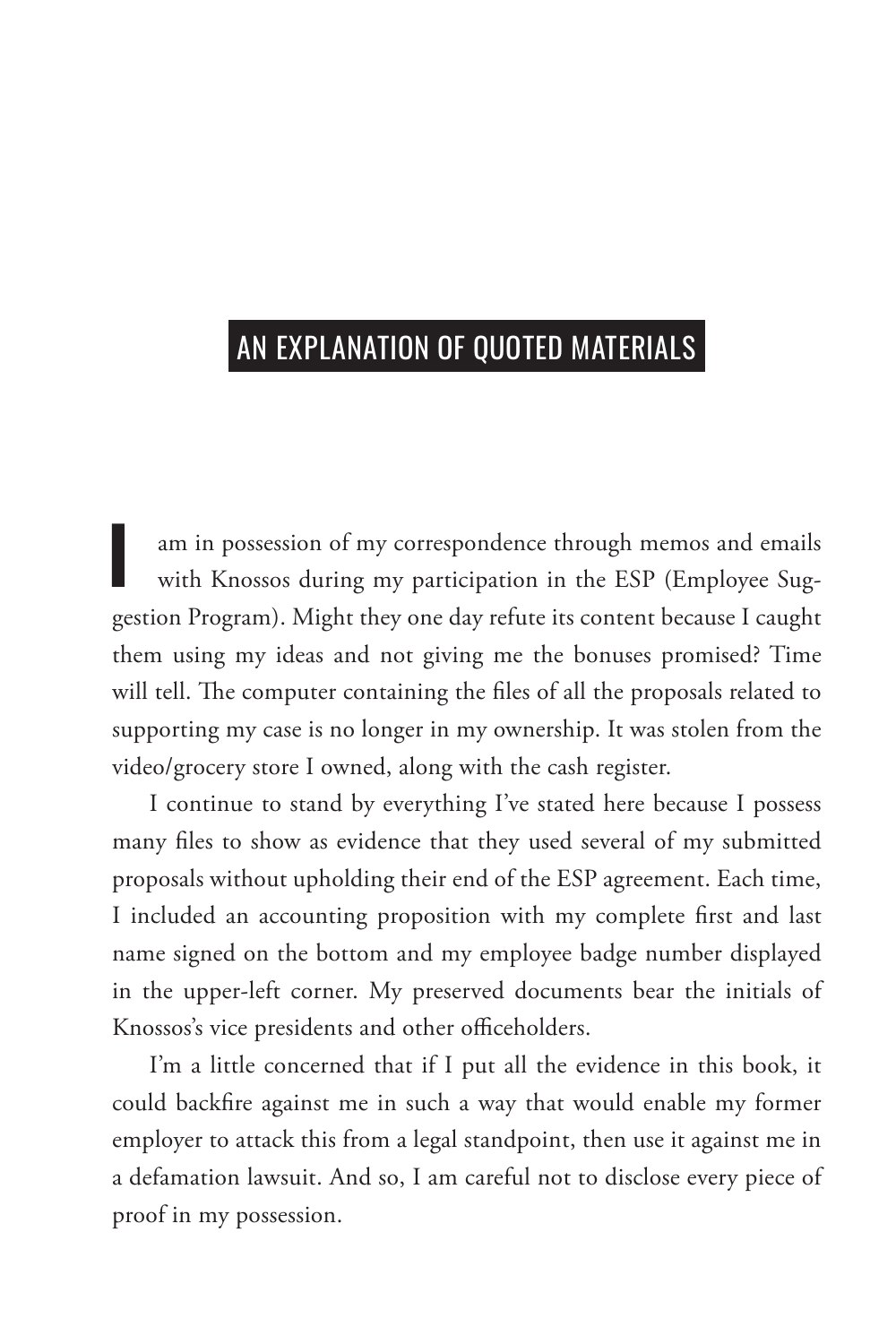# AN EXPLANATION OF QUOTED MATERIALS

I am in possession of my correspondence through memos and emails with Knossos during my participation in the ESP (Employee Suggestion Program). Might they one day refute its content because I caught them using my ideas and not giving me the bonuses promised? Time will tell. The computer containing the files of all the proposals related to supporting my case is no longer in my ownership. It was stolen from the video/grocery store I owned, along with the cash register.

I continue to stand by everything I've stated here because I possess many files to show as evidence that they used several of my submitted proposals without upholding their end of the ESP agreement. Each time, I included an accounting proposition with my complete first and last name signed on the bottom and my employee badge number displayed in the upper-left corner. My preserved documents bear the initials of Knossos's vice presidents and other officeholders.

I'm a little concerned that if I put all the evidence in this book, it could backfire against me in such a way that would enable my former employer to attack this from a legal standpoint, then use it against me in a defamation lawsuit. And so, I am careful not to disclose every piece of proof in my possession.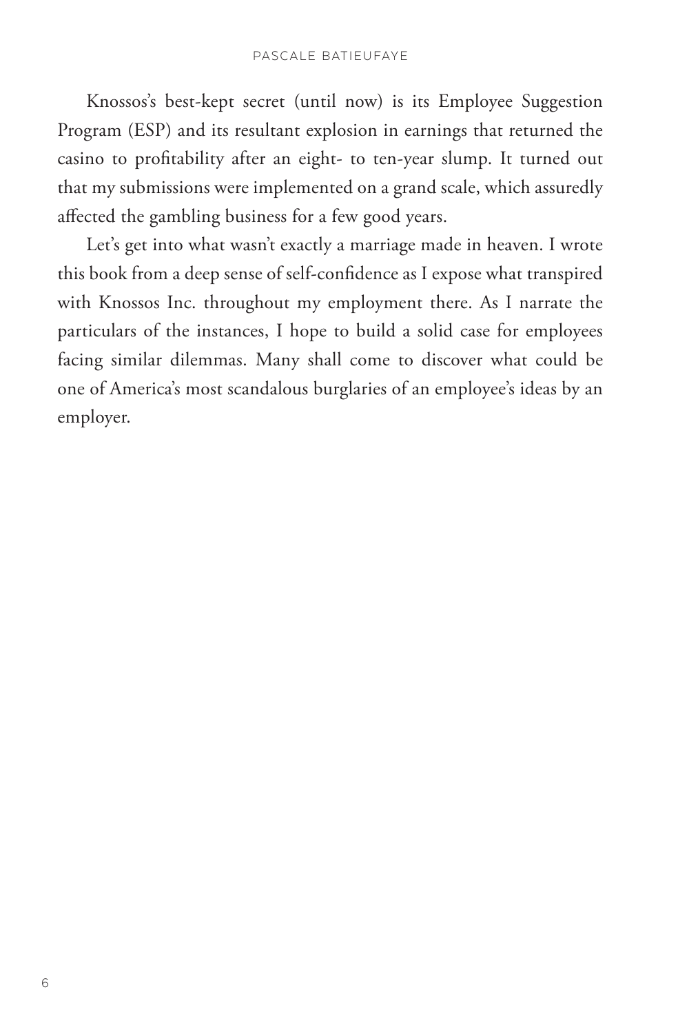Knossos's best-kept secret (until now) is its Employee Suggestion Program (ESP) and its resultant explosion in earnings that returned the casino to profitability after an eight- to ten-year slump. It turned out that my submissions were implemented on a grand scale, which assuredly affected the gambling business for a few good years.

Let's get into what wasn't exactly a marriage made in heaven. I wrote this book from a deep sense of self-confidence as I expose what transpired with Knossos Inc. throughout my employment there. As I narrate the particulars of the instances, I hope to build a solid case for employees facing similar dilemmas. Many shall come to discover what could be one of America's most scandalous burglaries of an employee's ideas by an employer.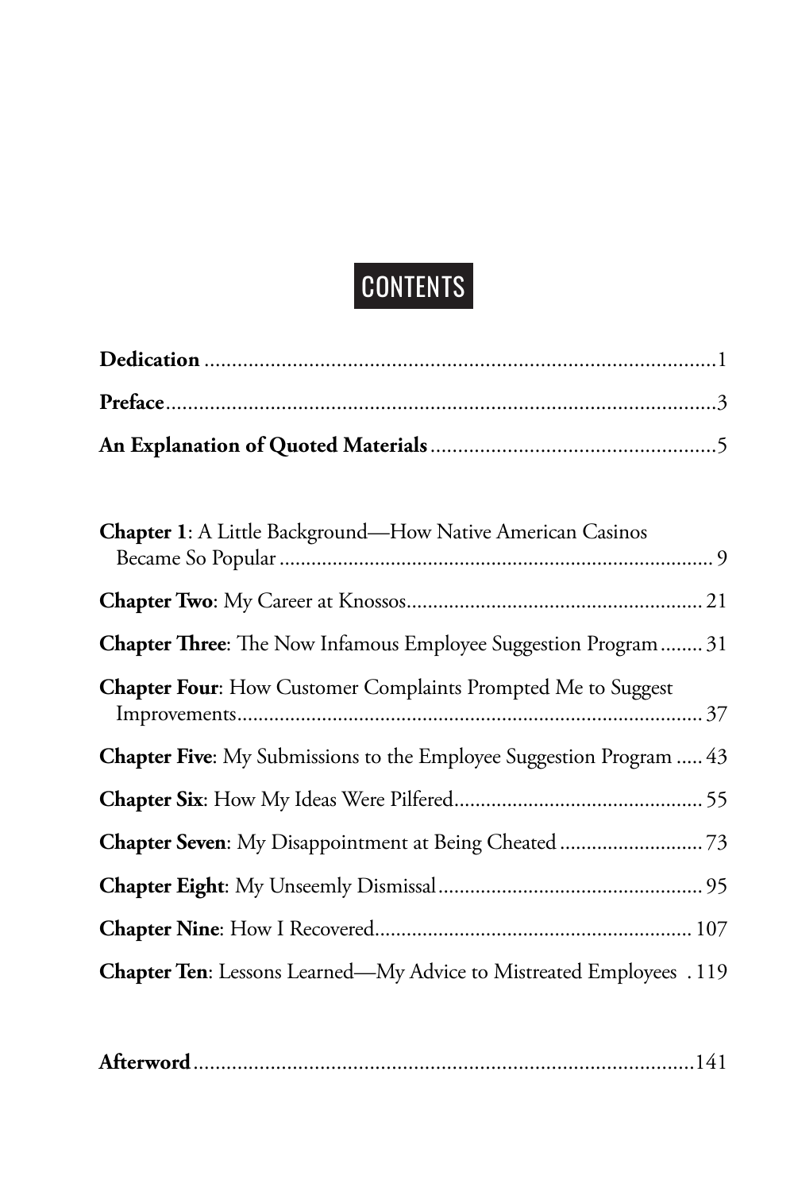# CONTENTS

**Dedication** ..... 1

**Preface** ..... 3

**An Explanation of Quoted Materials** ..... 5

**Chapter 1**: A Little Background—How Native American Casinos Became So Popular ..... 9

**Chapter Two**: My Career at Knossos ..... 21

**Chapter Three**: The Now Infamous Employee Suggestion Program ..... 31

**Chapter Four**: How Customer Complaints Prompted Me to Suggest Improvements ..... 37

**Chapter Five**: My Submissions to the Employee Suggestion Program ..... 43

**Chapter Six**: How My Ideas Were Pilfered ..... 55

**Chapter Seven**: My Disappointment at Being Cheated ..... 73

**Chapter Eight**: My Unseemly Dismissal ..... 95

**Chapter Nine**: How I Recovered ..... 107

**Chapter Ten**: Lessons Learned—My Advice to Mistreated Employees ..... 119

**Afterword** ..... 141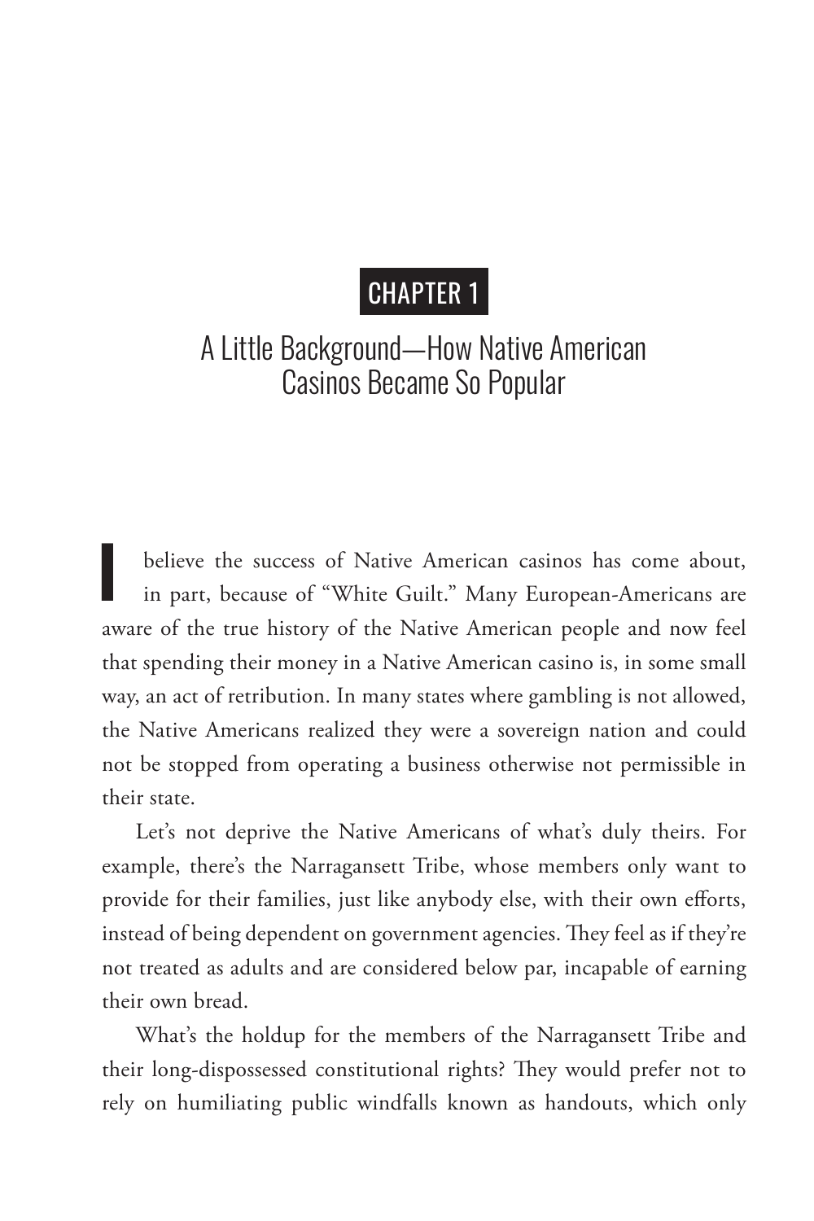# CHAPTER 1

## A Little Background—How Native American Casinos Became So Popular

I believe the success of Native American casinos has come about, in part, because of "White Guilt." Many European-Americans are aware of the true history of the Native American people and now feel that spending their money in a Native American casino is, in some small way, an act of retribution. In many states where gambling is not allowed, the Native Americans realized they were a sovereign nation and could not be stopped from operating a business otherwise not permissible in their state.

Let's not deprive the Native Americans of what's duly theirs. For example, there's the Narragansett Tribe, whose members only want to provide for their families, just like anybody else, with their own efforts, instead of being dependent on government agencies. They feel as if they're not treated as adults and are considered below par, incapable of earning their own bread.

What's the holdup for the members of the Narragansett Tribe and their long-dispossessed constitutional rights? They would prefer not to rely on humiliating public windfalls known as handouts, which only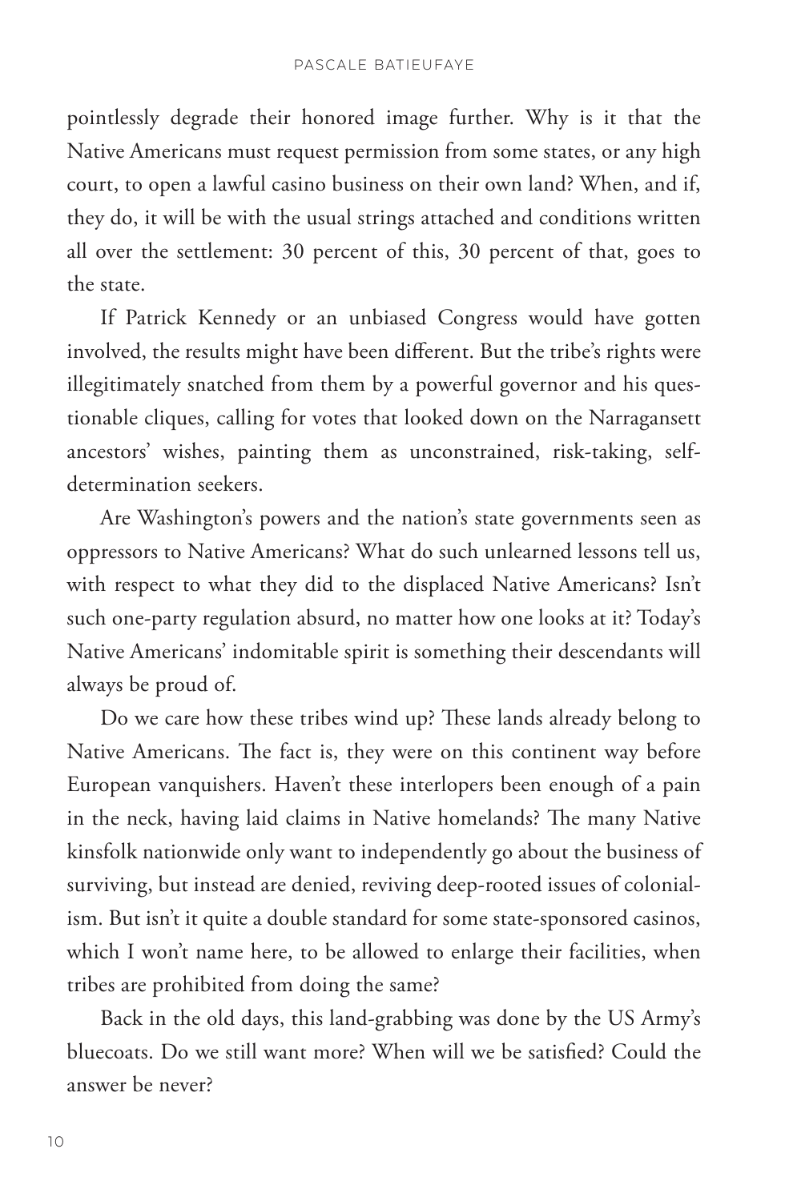pointlessly degrade their honored image further. Why is it that the Native Americans must request permission from some states, or any high court, to open a lawful casino business on their own land? When, and if, they do, it will be with the usual strings attached and conditions written all over the settlement: 30 percent of this, 30 percent of that, goes to the state.

If Patrick Kennedy or an unbiased Congress would have gotten involved, the results might have been different. But the tribe's rights were illegitimately snatched from them by a powerful governor and his questionable cliques, calling for votes that looked down on the Narragansett ancestors' wishes, painting them as unconstrained, risk-taking, self-determination seekers.

Are Washington's powers and the nation's state governments seen as oppressors to Native Americans? What do such unlearned lessons tell us, with respect to what they did to the displaced Native Americans? Isn't such one-party regulation absurd, no matter how one looks at it? Today's Native Americans' indomitable spirit is something their descendants will always be proud of.

Do we care how these tribes wind up? These lands already belong to Native Americans. The fact is, they were on this continent way before European vanquishers. Haven't these interlopers been enough of a pain in the neck, having laid claims in Native homelands? The many Native kinsfolk nationwide only want to independently go about the business of surviving, but instead are denied, reviving deep-rooted issues of colonialism. But isn't it quite a double standard for some state-sponsored casinos, which I won't name here, to be allowed to enlarge their facilities, when tribes are prohibited from doing the same?

Back in the old days, this land-grabbing was done by the US Army's bluecoats. Do we still want more? When will we be satisfied? Could the answer be never?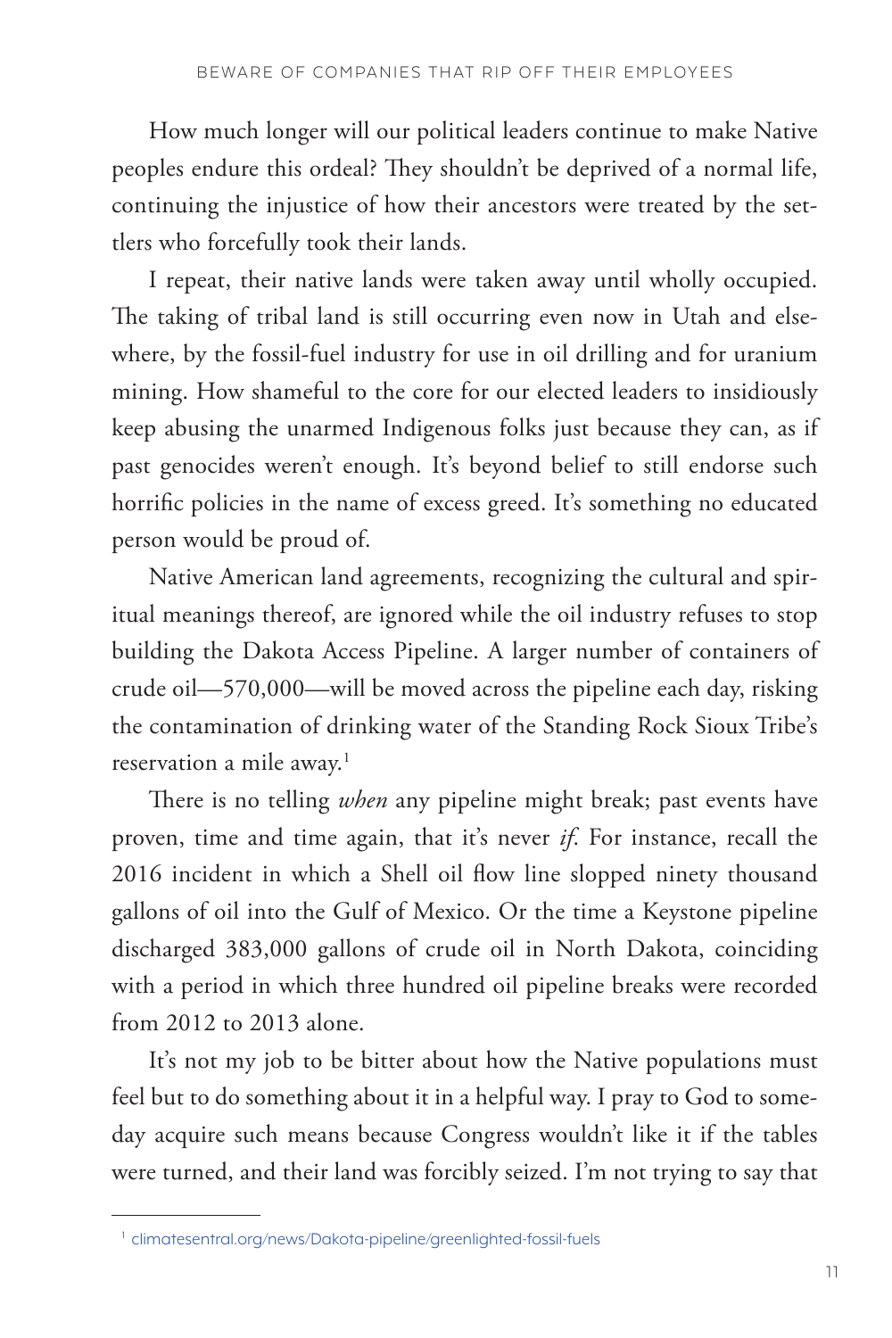How much longer will our political leaders continue to make Native peoples endure this ordeal? They shouldn't be deprived of a normal life, continuing the injustice of how their ancestors were treated by the settlers who forcefully took their lands.

I repeat, their native lands were taken away until wholly occupied. The taking of tribal land is still occurring even now in Utah and elsewhere, by the fossil-fuel industry for use in oil drilling and for uranium mining. How shameful to the core for our elected leaders to insidiously keep abusing the unarmed Indigenous folks just because they can, as if past genocides weren't enough. It's beyond belief to still endorse such horrific policies in the name of excess greed. It's something no educated person would be proud of.

Native American land agreements, recognizing the cultural and spiritual meanings thereof, are ignored while the oil industry refuses to stop building the Dakota Access Pipeline. A larger number of containers of crude oil—570,000—will be moved across the pipeline each day, risking the contamination of drinking water of the Standing Rock Sioux Tribe's reservation a mile away.[1]

There is no telling *when* any pipeline might break; past events have proven, time and time again, that it's never *if*. For instance, recall the 2016 incident in which a Shell oil flow line slopped ninety thousand gallons of oil into the Gulf of Mexico. Or the time a Keystone pipeline discharged 383,000 gallons of crude oil in North Dakota, coinciding with a period in which three hundred oil pipeline breaks were recorded from 2012 to 2013 alone.

It's not my job to be bitter about how the Native populations must feel but to do something about it in a helpful way. I pray to God to someday acquire such means because Congress wouldn't like it if the tables were turned, and their land was forcibly seized. I'm not trying to say that

[1] climatesentral.org/news/Dakota-pipeline/greenlighted-fossil-fuels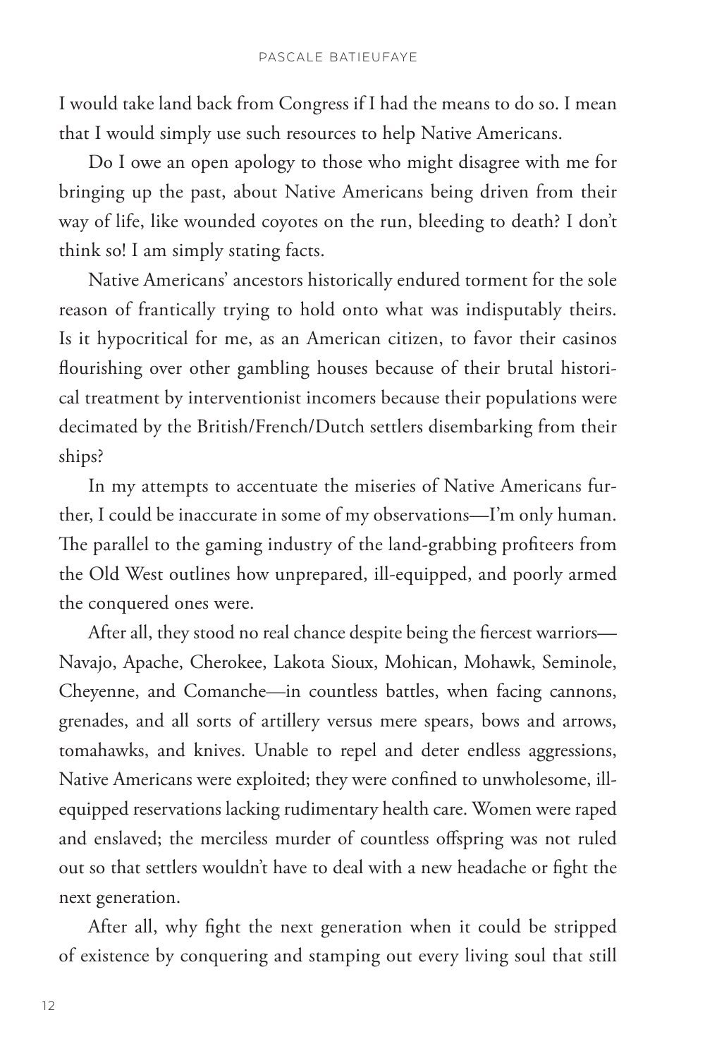I would take land back from Congress if I had the means to do so. I mean that I would simply use such resources to help Native Americans.

Do I owe an open apology to those who might disagree with me for bringing up the past, about Native Americans being driven from their way of life, like wounded coyotes on the run, bleeding to death? I don't think so! I am simply stating facts.

Native Americans' ancestors historically endured torment for the sole reason of frantically trying to hold onto what was indisputably theirs. Is it hypocritical for me, as an American citizen, to favor their casinos flourishing over other gambling houses because of their brutal historical treatment by interventionist incomers because their populations were decimated by the British/French/Dutch settlers disembarking from their ships?

In my attempts to accentuate the miseries of Native Americans further, I could be inaccurate in some of my observations—I'm only human. The parallel to the gaming industry of the land-grabbing profiteers from the Old West outlines how unprepared, ill-equipped, and poorly armed the conquered ones were.

After all, they stood no real chance despite being the fiercest warriors—Navajo, Apache, Cherokee, Lakota Sioux, Mohican, Mohawk, Seminole, Cheyenne, and Comanche—in countless battles, when facing cannons, grenades, and all sorts of artillery versus mere spears, bows and arrows, tomahawks, and knives. Unable to repel and deter endless aggressions, Native Americans were exploited; they were confined to unwholesome, ill-equipped reservations lacking rudimentary health care. Women were raped and enslaved; the merciless murder of countless offspring was not ruled out so that settlers wouldn't have to deal with a new headache or fight the next generation.

After all, why fight the next generation when it could be stripped of existence by conquering and stamping out every living soul that still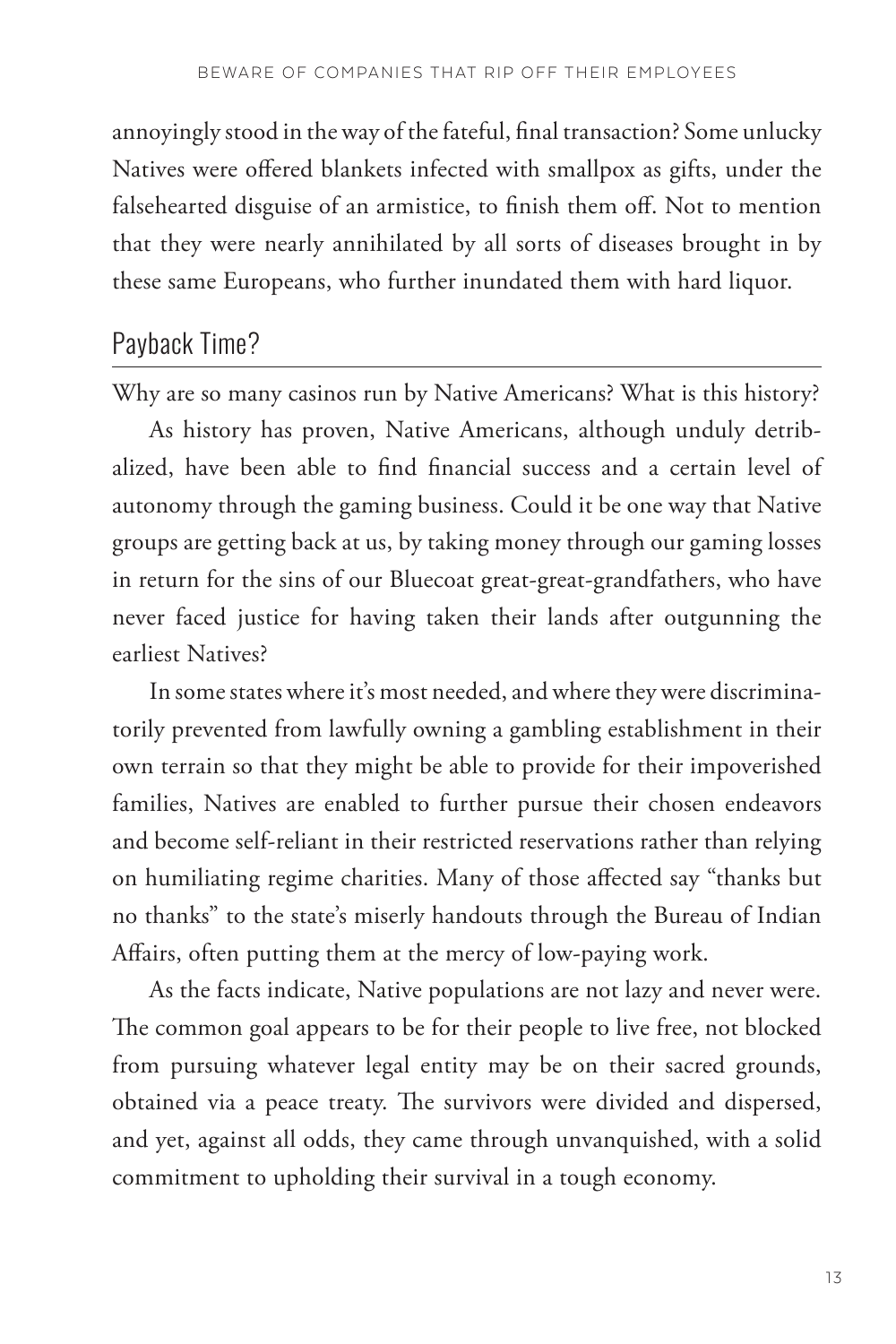annoyingly stood in the way of the fateful, final transaction? Some unlucky Natives were offered blankets infected with smallpox as gifts, under the falsehearted disguise of an armistice, to finish them off. Not to mention that they were nearly annihilated by all sorts of diseases brought in by these same Europeans, who further inundated them with hard liquor.

## Payback Time?

Why are so many casinos run by Native Americans? What is this history?

As history has proven, Native Americans, although unduly detribalized, have been able to find financial success and a certain level of autonomy through the gaming business. Could it be one way that Native groups are getting back at us, by taking money through our gaming losses in return for the sins of our Bluecoat great-great-grandfathers, who have never faced justice for having taken their lands after outgunning the earliest Natives?

In some states where it's most needed, and where they were discriminatorily prevented from lawfully owning a gambling establishment in their own terrain so that they might be able to provide for their impoverished families, Natives are enabled to further pursue their chosen endeavors and become self-reliant in their restricted reservations rather than relying on humiliating regime charities. Many of those affected say "thanks but no thanks" to the state's miserly handouts through the Bureau of Indian Affairs, often putting them at the mercy of low-paying work.

As the facts indicate, Native populations are not lazy and never were. The common goal appears to be for their people to live free, not blocked from pursuing whatever legal entity may be on their sacred grounds, obtained via a peace treaty. The survivors were divided and dispersed, and yet, against all odds, they came through unvanquished, with a solid commitment to upholding their survival in a tough economy.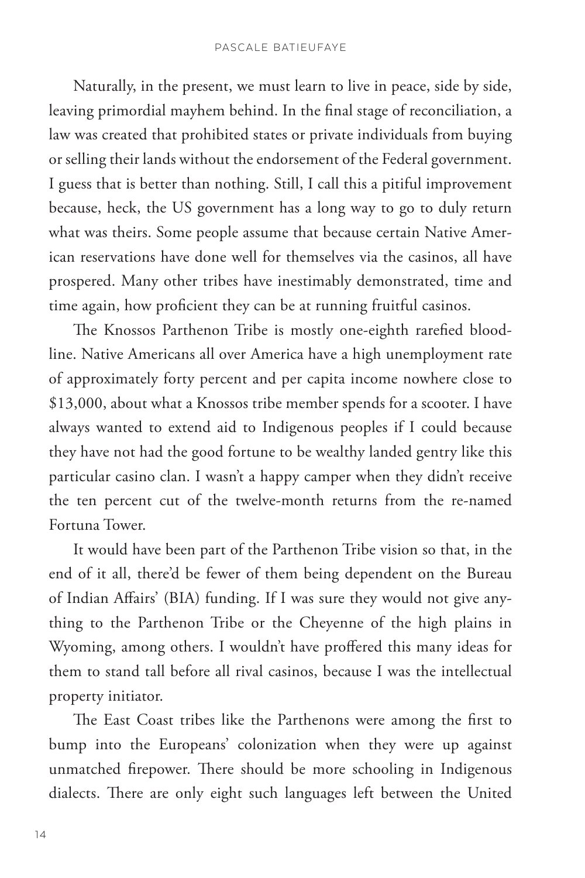Naturally, in the present, we must learn to live in peace, side by side, leaving primordial mayhem behind. In the final stage of reconciliation, a law was created that prohibited states or private individuals from buying or selling their lands without the endorsement of the Federal government. I guess that is better than nothing. Still, I call this a pitiful improvement because, heck, the US government has a long way to go to duly return what was theirs. Some people assume that because certain Native American reservations have done well for themselves via the casinos, all have prospered. Many other tribes have inestimably demonstrated, time and time again, how proficient they can be at running fruitful casinos.

The Knossos Parthenon Tribe is mostly one-eighth rarefied bloodline. Native Americans all over America have a high unemployment rate of approximately forty percent and per capita income nowhere close to $13,000, about what a Knossos tribe member spends for a scooter. I have always wanted to extend aid to Indigenous peoples if I could because they have not had the good fortune to be wealthy landed gentry like this particular casino clan. I wasn't a happy camper when they didn't receive the ten percent cut of the twelve-month returns from the re-named Fortuna Tower.

It would have been part of the Parthenon Tribe vision so that, in the end of it all, there'd be fewer of them being dependent on the Bureau of Indian Affairs' (BIA) funding. If I was sure they would not give anything to the Parthenon Tribe or the Cheyenne of the high plains in Wyoming, among others. I wouldn't have proffered this many ideas for them to stand tall before all rival casinos, because I was the intellectual property initiator.

The East Coast tribes like the Parthenons were among the first to bump into the Europeans' colonization when they were up against unmatched firepower. There should be more schooling in Indigenous dialects. There are only eight such languages left between the United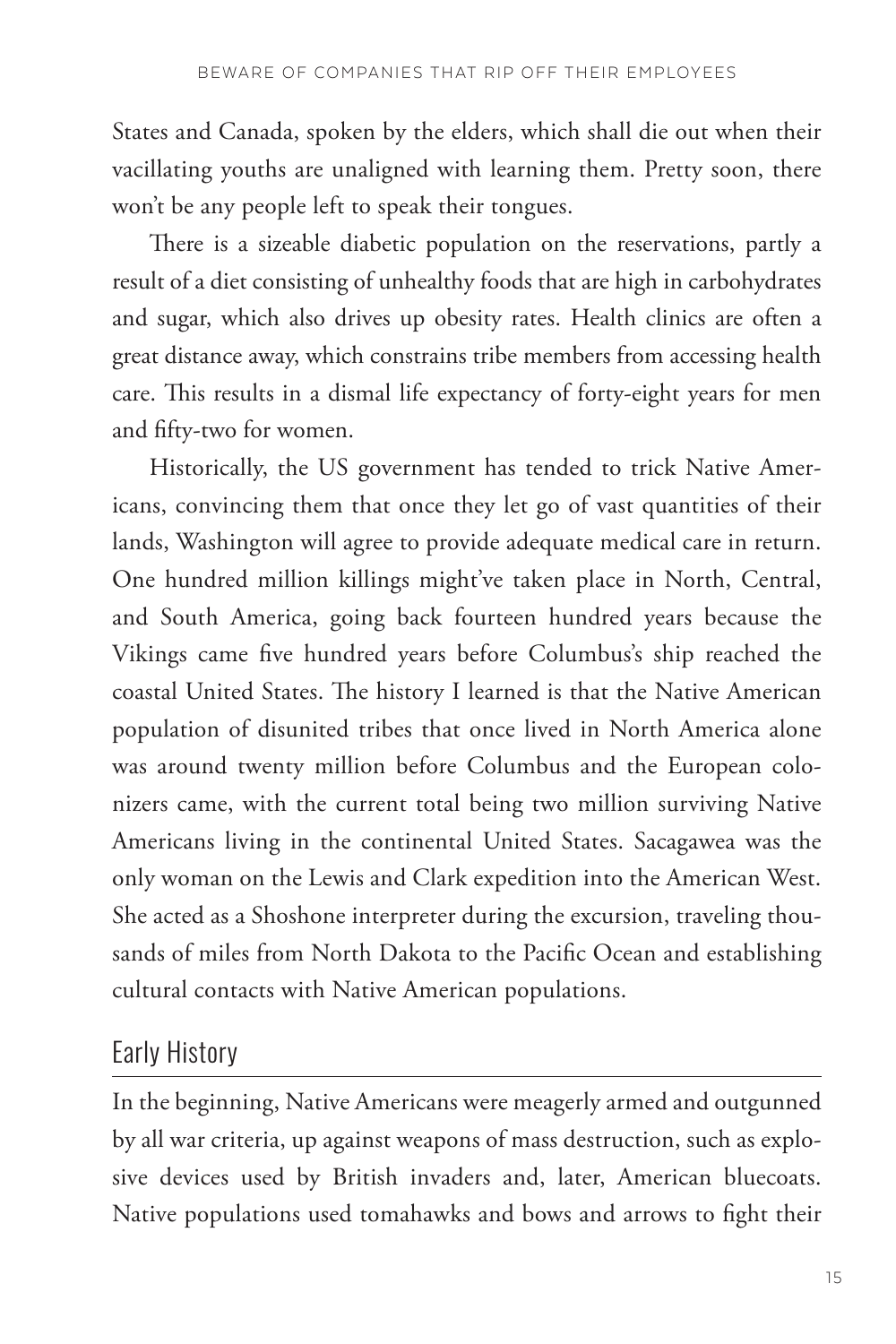States and Canada, spoken by the elders, which shall die out when their vacillating youths are unaligned with learning them. Pretty soon, there won't be any people left to speak their tongues.

There is a sizeable diabetic population on the reservations, partly a result of a diet consisting of unhealthy foods that are high in carbohydrates and sugar, which also drives up obesity rates. Health clinics are often a great distance away, which constrains tribe members from accessing health care. This results in a dismal life expectancy of forty-eight years for men and fifty-two for women.

Historically, the US government has tended to trick Native Americans, convincing them that once they let go of vast quantities of their lands, Washington will agree to provide adequate medical care in return. One hundred million killings might've taken place in North, Central, and South America, going back fourteen hundred years because the Vikings came five hundred years before Columbus's ship reached the coastal United States. The history I learned is that the Native American population of disunited tribes that once lived in North America alone was around twenty million before Columbus and the European colonizers came, with the current total being two million surviving Native Americans living in the continental United States. Sacagawea was the only woman on the Lewis and Clark expedition into the American West. She acted as a Shoshone interpreter during the excursion, traveling thousands of miles from North Dakota to the Pacific Ocean and establishing cultural contacts with Native American populations.

## Early History

In the beginning, Native Americans were meagerly armed and outgunned by all war criteria, up against weapons of mass destruction, such as explosive devices used by British invaders and, later, American bluecoats. Native populations used tomahawks and bows and arrows to fight their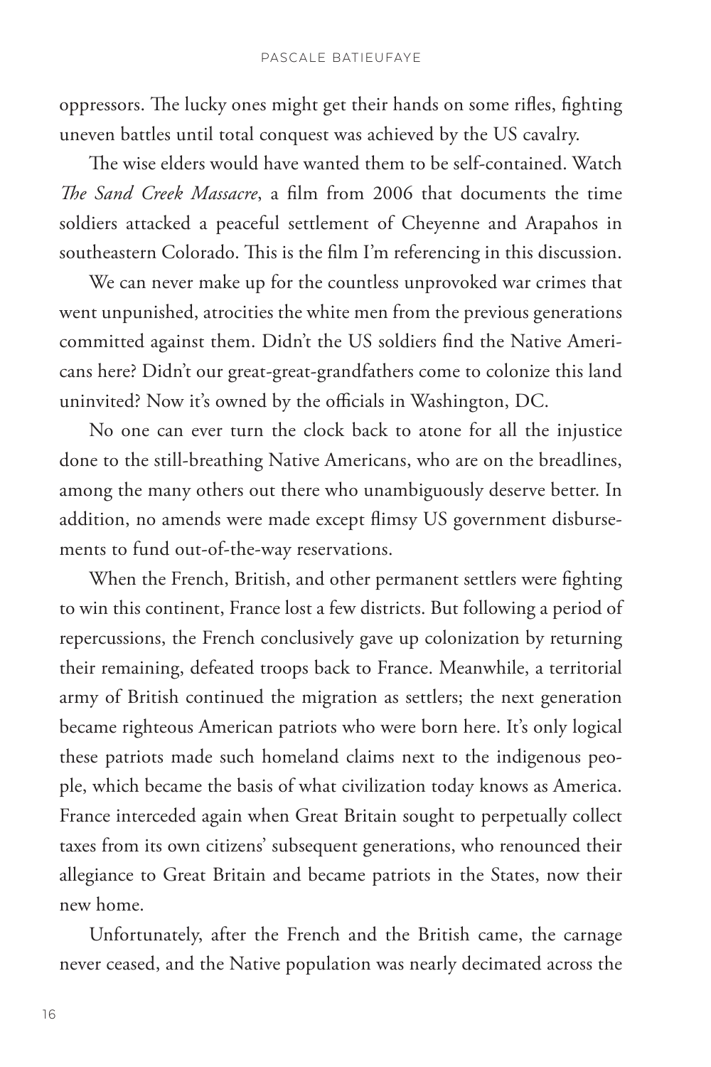oppressors. The lucky ones might get their hands on some rifles, fighting uneven battles until total conquest was achieved by the US cavalry.

The wise elders would have wanted them to be self-contained. Watch *The Sand Creek Massacre*, a film from 2006 that documents the time soldiers attacked a peaceful settlement of Cheyenne and Arapahos in southeastern Colorado. This is the film I'm referencing in this discussion.

We can never make up for the countless unprovoked war crimes that went unpunished, atrocities the white men from the previous generations committed against them. Didn't the US soldiers find the Native Americans here? Didn't our great-great-grandfathers come to colonize this land uninvited? Now it's owned by the officials in Washington, DC.

No one can ever turn the clock back to atone for all the injustice done to the still-breathing Native Americans, who are on the breadlines, among the many others out there who unambiguously deserve better. In addition, no amends were made except flimsy US government disbursements to fund out-of-the-way reservations.

When the French, British, and other permanent settlers were fighting to win this continent, France lost a few districts. But following a period of repercussions, the French conclusively gave up colonization by returning their remaining, defeated troops back to France. Meanwhile, a territorial army of British continued the migration as settlers; the next generation became righteous American patriots who were born here. It's only logical these patriots made such homeland claims next to the indigenous people, which became the basis of what civilization today knows as America. France interceded again when Great Britain sought to perpetually collect taxes from its own citizens' subsequent generations, who renounced their allegiance to Great Britain and became patriots in the States, now their new home.

Unfortunately, after the French and the British came, the carnage never ceased, and the Native population was nearly decimated across the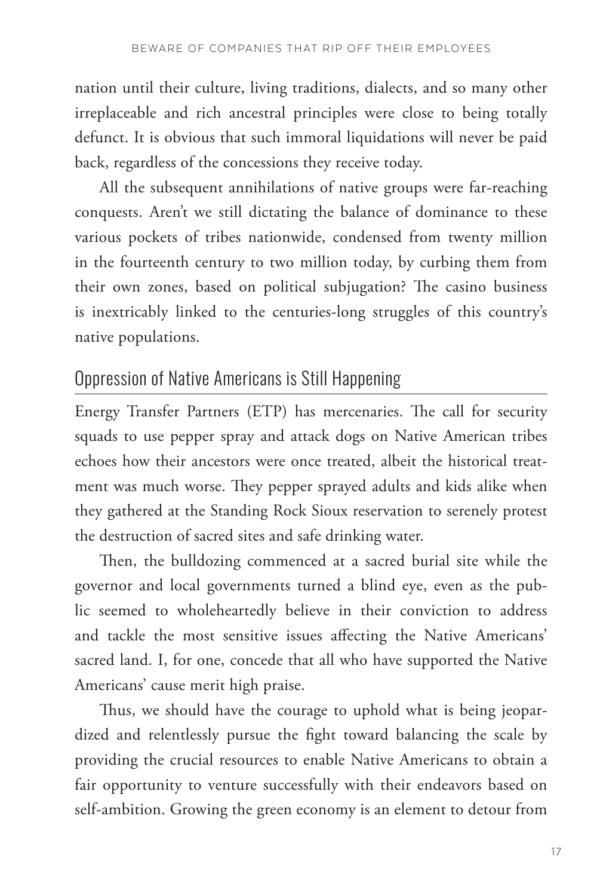nation until their culture, living traditions, dialects, and so many other irreplaceable and rich ancestral principles were close to being totally defunct. It is obvious that such immoral liquidations will never be paid back, regardless of the concessions they receive today.

All the subsequent annihilations of native groups were far-reaching conquests. Aren't we still dictating the balance of dominance to these various pockets of tribes nationwide, condensed from twenty million in the fourteenth century to two million today, by curbing them from their own zones, based on political subjugation? The casino business is inextricably linked to the centuries-long struggles of this country's native populations.

## Oppression of Native Americans is Still Happening

Energy Transfer Partners (ETP) has mercenaries. The call for security squads to use pepper spray and attack dogs on Native American tribes echoes how their ancestors were once treated, albeit the historical treatment was much worse. They pepper sprayed adults and kids alike when they gathered at the Standing Rock Sioux reservation to serenely protest the destruction of sacred sites and safe drinking water.

Then, the bulldozing commenced at a sacred burial site while the governor and local governments turned a blind eye, even as the public seemed to wholeheartedly believe in their conviction to address and tackle the most sensitive issues affecting the Native Americans' sacred land. I, for one, concede that all who have supported the Native Americans' cause merit high praise.

Thus, we should have the courage to uphold what is being jeopardized and relentlessly pursue the fight toward balancing the scale by providing the crucial resources to enable Native Americans to obtain a fair opportunity to venture successfully with their endeavors based on self-ambition. Growing the green economy is an element to detour from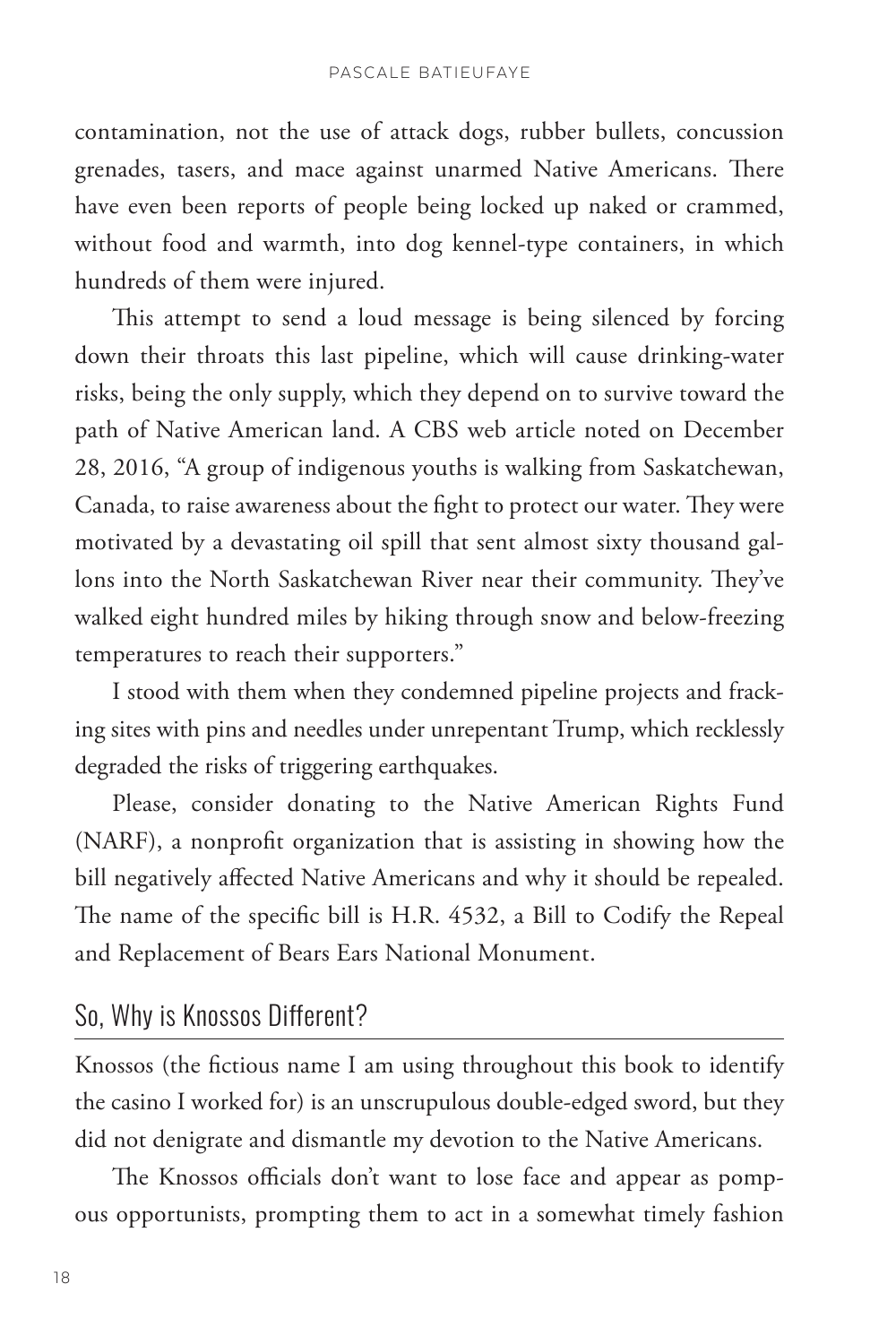contamination, not the use of attack dogs, rubber bullets, concussion grenades, tasers, and mace against unarmed Native Americans. There have even been reports of people being locked up naked or crammed, without food and warmth, into dog kennel-type containers, in which hundreds of them were injured.

This attempt to send a loud message is being silenced by forcing down their throats this last pipeline, which will cause drinking-water risks, being the only supply, which they depend on to survive toward the path of Native American land. A CBS web article noted on December 28, 2016, "A group of indigenous youths is walking from Saskatchewan, Canada, to raise awareness about the fight to protect our water. They were motivated by a devastating oil spill that sent almost sixty thousand gallons into the North Saskatchewan River near their community. They've walked eight hundred miles by hiking through snow and below-freezing temperatures to reach their supporters."

I stood with them when they condemned pipeline projects and fracking sites with pins and needles under unrepentant Trump, which recklessly degraded the risks of triggering earthquakes.

Please, consider donating to the Native American Rights Fund (NARF), a nonprofit organization that is assisting in showing how the bill negatively affected Native Americans and why it should be repealed. The name of the specific bill is H.R. 4532, a Bill to Codify the Repeal and Replacement of Bears Ears National Monument.

## So, Why is Knossos Different?

Knossos (the fictious name I am using throughout this book to identify the casino I worked for) is an unscrupulous double-edged sword, but they did not denigrate and dismantle my devotion to the Native Americans.

The Knossos officials don't want to lose face and appear as pompous opportunists, prompting them to act in a somewhat timely fashion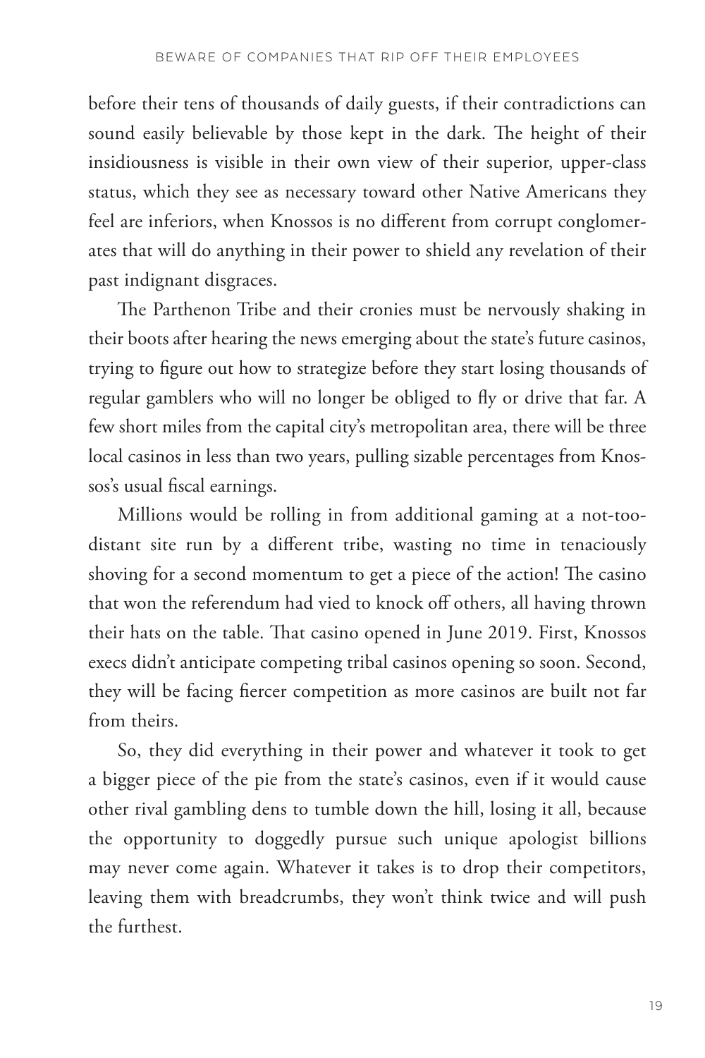before their tens of thousands of daily guests, if their contradictions can sound easily believable by those kept in the dark. The height of their insidiousness is visible in their own view of their superior, upper-class status, which they see as necessary toward other Native Americans they feel are inferiors, when Knossos is no different from corrupt conglomerates that will do anything in their power to shield any revelation of their past indignant disgraces.

The Parthenon Tribe and their cronies must be nervously shaking in their boots after hearing the news emerging about the state's future casinos, trying to figure out how to strategize before they start losing thousands of regular gamblers who will no longer be obliged to fly or drive that far. A few short miles from the capital city's metropolitan area, there will be three local casinos in less than two years, pulling sizable percentages from Knossos's usual fiscal earnings.

Millions would be rolling in from additional gaming at a not-too-distant site run by a different tribe, wasting no time in tenaciously shoving for a second momentum to get a piece of the action! The casino that won the referendum had vied to knock off others, all having thrown their hats on the table. That casino opened in June 2019. First, Knossos execs didn't anticipate competing tribal casinos opening so soon. Second, they will be facing fiercer competition as more casinos are built not far from theirs.

So, they did everything in their power and whatever it took to get a bigger piece of the pie from the state's casinos, even if it would cause other rival gambling dens to tumble down the hill, losing it all, because the opportunity to doggedly pursue such unique apologist billions may never come again. Whatever it takes is to drop their competitors, leaving them with breadcrumbs, they won't think twice and will push the furthest.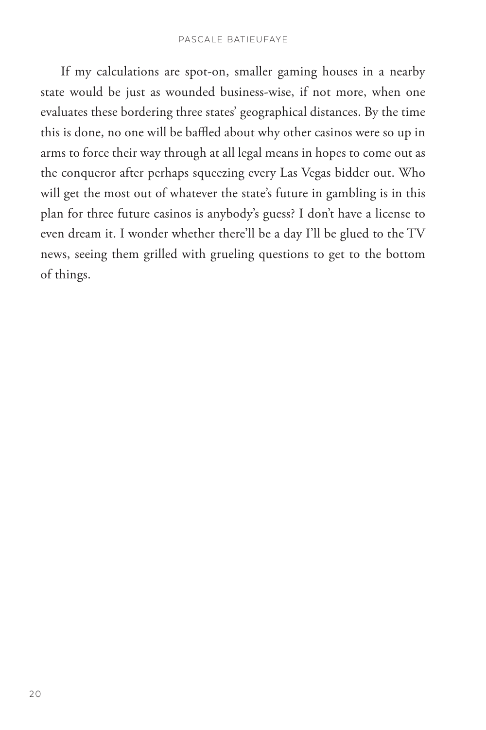If my calculations are spot-on, smaller gaming houses in a nearby state would be just as wounded business-wise, if not more, when one evaluates these bordering three states' geographical distances. By the time this is done, no one will be baffled about why other casinos were so up in arms to force their way through at all legal means in hopes to come out as the conqueror after perhaps squeezing every Las Vegas bidder out. Who will get the most out of whatever the state's future in gambling is in this plan for three future casinos is anybody's guess? I don't have a license to even dream it. I wonder whether there'll be a day I'll be glued to the TV news, seeing them grilled with grueling questions to get to the bottom of things.